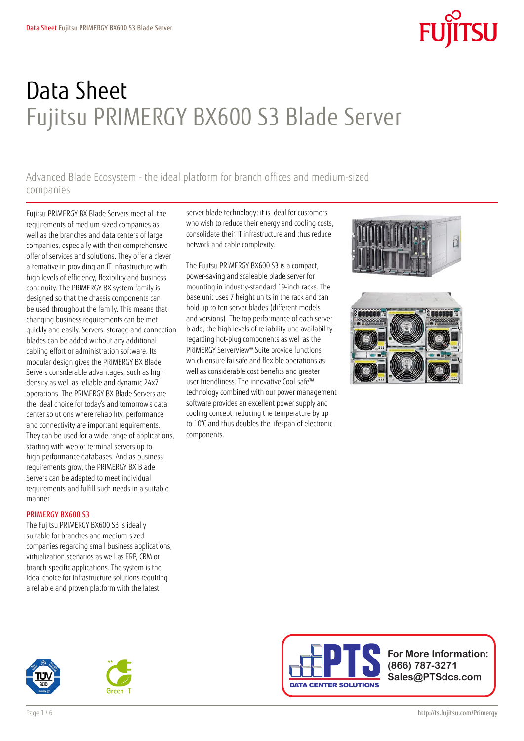# Data Sheet
# Fujitsu PRIMERGY BX600 S3 Blade Server

## Advanced Blade Ecosystem - the ideal platform for branch offices and medium-sized companies

Fujitsu PRIMERGY BX Blade Servers meet all the requirements of medium-sized companies as well as the branches and data centers of large companies, especially with their comprehensive offer of services and solutions. They offer a clever alternative in providing an IT infrastructure with high levels of efficiency, flexibility and business continuity. The PRIMERGY BX system family is designed so that the chassis components can be used throughout the family. This means that changing business requirements can be met quickly and easily. Servers, storage and connection blades can be added without any additional cabling effort or administration software. Its modular design gives the PRIMERGY BX Blade Servers considerable advantages, such as high density as well as reliable and dynamic 24x7 operations. The PRIMERGY BX Blade Servers are the ideal choice for today's and tomorrow's data center solutions where reliability, performance and connectivity are important requirements. They can be used for a wide range of applications, starting with web or terminal servers up to high-performance databases. And as business requirements grow, the PRIMERGY BX Blade Servers can be adapted to meet individual requirements and fulfill such needs in a suitable manner.

### PRIMERGY BX600 S3

The Fujitsu PRIMERGY BX600 S3 is ideally suitable for branches and medium-sized companies regarding small business applications, virtualization scenarios as well as ERP, CRM or branch-specific applications. The system is the ideal choice for infrastructure solutions requiring a reliable and proven platform with the latest server blade technology; it is ideal for customers who wish to reduce their energy and cooling costs, consolidate their IT infrastructure and thus reduce network and cable complexity.

The Fujitsu PRIMERGY BX600 S3 is a compact, power-saving and scaleable blade server for mounting in industry-standard 19-inch racks. The base unit uses 7 height units in the rack and can hold up to ten server blades (different models and versions). The top performance of each server blade, the high levels of reliability und availability regarding hot-plug components as well as the PRIMERGY ServerView® Suite provide functions which ensure failsafe and flexible operations as well as considerable cost benefits and greater user-friendliness. The innovative Cool-safe™ technology combined with our power management software provides an excellent power supply and cooling concept, reducing the temperature by up to 10°C and thus doubles the lifespan of electronic components.

**For More Information:**
**(866) 787-3271**
**Sales@PTSdcs.com**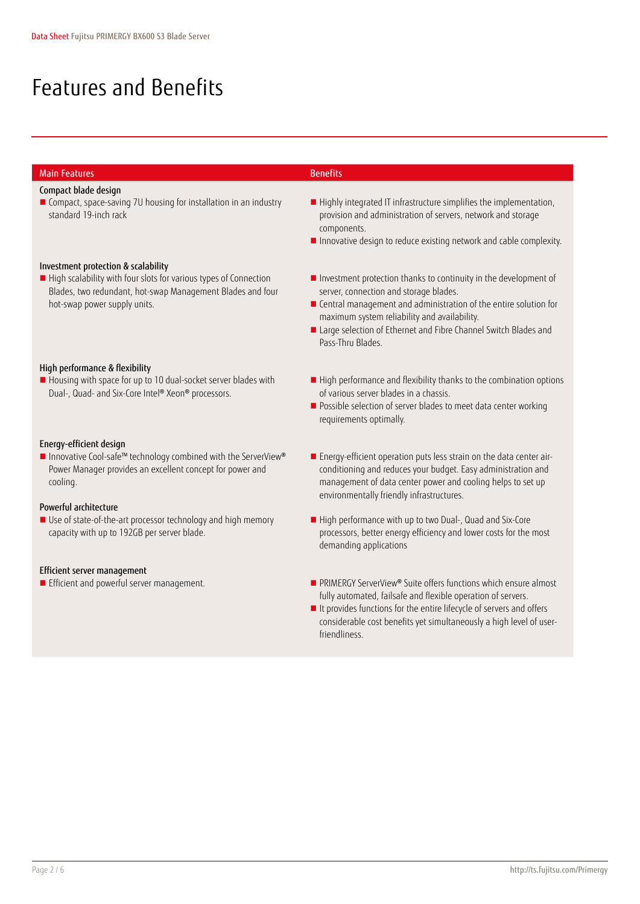# Features and Benefits

| Main Features | Benefits |
|---|---|
| **Compact blade design**<br>■ Compact, space-saving 7U housing for installation in an industry standard 19-inch rack | ■ Highly integrated IT infrastructure simplifies the implementation, provision and administration of servers, network and storage components.<br>■ Innovative design to reduce existing network and cable complexity. |
| **Investment protection & scalability**<br>■ High scalability with four slots for various types of Connection Blades, two redundant, hot-swap Management Blades and four hot-swap power supply units. | ■ Investment protection thanks to continuity in the development of server, connection and storage blades.<br>■ Central management and administration of the entire solution for maximum system reliability and availability.<br>■ Large selection of Ethernet and Fibre Channel Switch Blades and Pass-Thru Blades. |
| **High performance & flexibility**<br>■ Housing with space for up to 10 dual-socket server blades with Dual-, Quad- and Six-Core Intel® Xeon® processors. | ■ High performance and flexibility thanks to the combination options of various server blades in a chassis.<br>■ Possible selection of server blades to meet data center working requirements optimally. |
| **Energy-efficient design**<br>■ Innovative Cool-safe™ technology combined with the ServerView® Power Manager provides an excellent concept for power and cooling. | ■ Energy-efficient operation puts less strain on the data center air-conditioning and reduces your budget. Easy administration and management of data center power and cooling helps to set up environmentally friendly infrastructures. |
| **Powerful architecture**<br>■ Use of state-of-the-art processor technology and high memory capacity with up to 192GB per server blade. | ■ High performance with up to two Dual-, Quad and Six-Core processors, better energy efficiency and lower costs for the most demanding applications |
| **Efficient server management**<br>■ Efficient and powerful server management. | ■ PRIMERGY ServerView® Suite offers functions which ensure almost fully automated, failsafe and flexible operation of servers.<br>■ It provides functions for the entire lifecycle of servers and offers considerable cost benefits yet simultaneously a high level of user-friendliness. |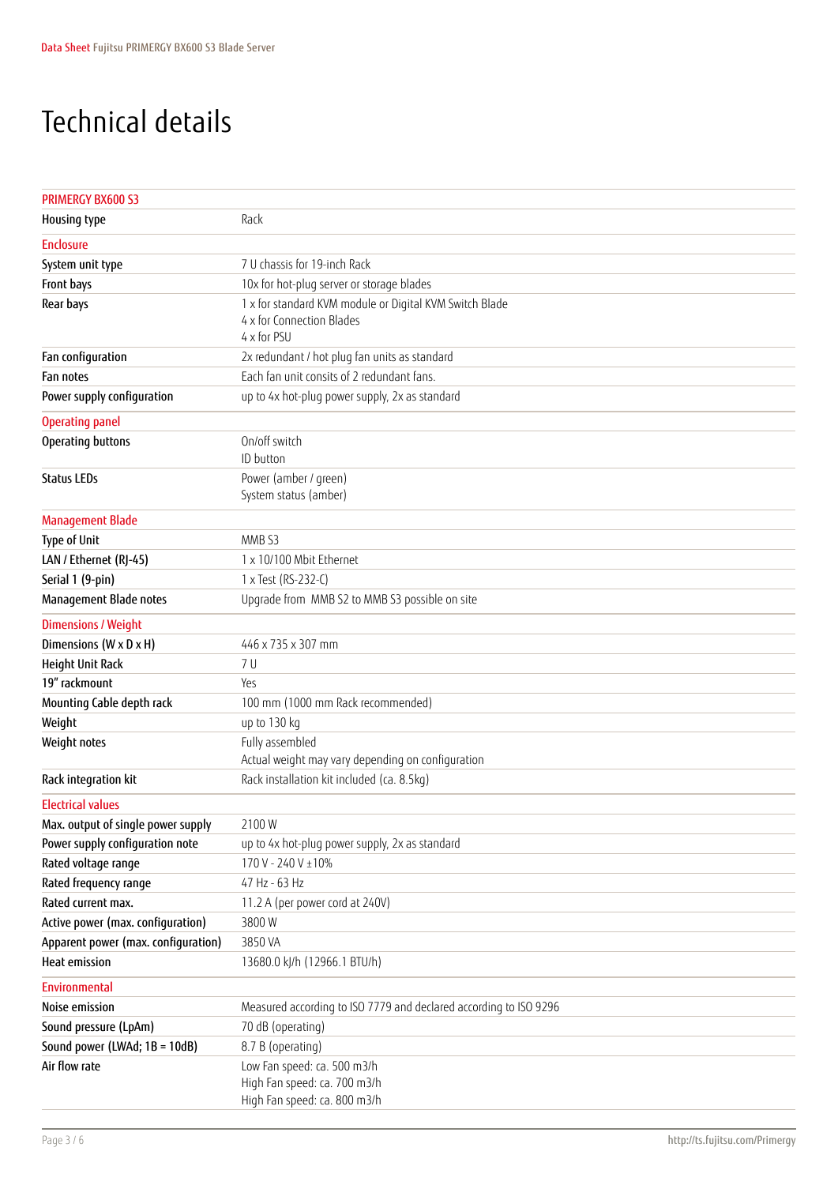# Technical details

| PRIMERGY BX600 S3 | |
|---|---|
| Housing type | Rack |
| **Enclosure** | |
| System unit type | 7 U chassis for 19-inch Rack |
| Front bays | 10x for hot-plug server or storage blades |
| Rear bays | 1 x for standard KVM module or Digital KVM Switch Blade<br>4 x for Connection Blades<br>4 x for PSU |
| Fan configuration | 2x redundant / hot plug fan units as standard |
| Fan notes | Each fan unit consits of 2 redundant fans. |
| Power supply configuration | up to 4x hot-plug power supply, 2x as standard |
| **Operating panel** | |
| Operating buttons | On/off switch<br>ID button |
| Status LEDs | Power (amber / green)<br>System status (amber) |
| **Management Blade** | |
| Type of Unit | MMB S3 |
| LAN / Ethernet (RJ-45) | 1 x 10/100 Mbit Ethernet |
| Serial 1 (9-pin) | 1 x Test (RS-232-C) |
| Management Blade notes | Upgrade from MMB S2 to MMB S3 possible on site |
| **Dimensions / Weight** | |
| Dimensions (W x D x H) | 446 x 735 x 307 mm |
| Height Unit Rack | 7 U |
| 19" rackmount | Yes |
| Mounting Cable depth rack | 100 mm (1000 mm Rack recommended) |
| Weight | up to 130 kg |
| Weight notes | Fully assembled<br>Actual weight may vary depending on configuration |
| Rack integration kit | Rack installation kit included (ca. 8.5kg) |
| **Electrical values** | |
| Max. output of single power supply | 2100 W |
| Power supply configuration note | up to 4x hot-plug power supply, 2x as standard |
| Rated voltage range | 170 V - 240 V ±10% |
| Rated frequency range | 47 Hz - 63 Hz |
| Rated current max. | 11.2 A (per power cord at 240V) |
| Active power (max. configuration) | 3800 W |
| Apparent power (max. configuration) | 3850 VA |
| Heat emission | 13680.0 kJ/h (12966.1 BTU/h) |
| **Environmental** | |
| Noise emission | Measured according to ISO 7779 and declared according to ISO 9296 |
| Sound pressure (LpAm) | 70 dB (operating) |
| Sound power (LWAd; 1B = 10dB) | 8.7 B (operating) |
| Air flow rate | Low Fan speed: ca. 500 m3/h<br>High Fan speed: ca. 700 m3/h<br>High Fan speed: ca. 800 m3/h |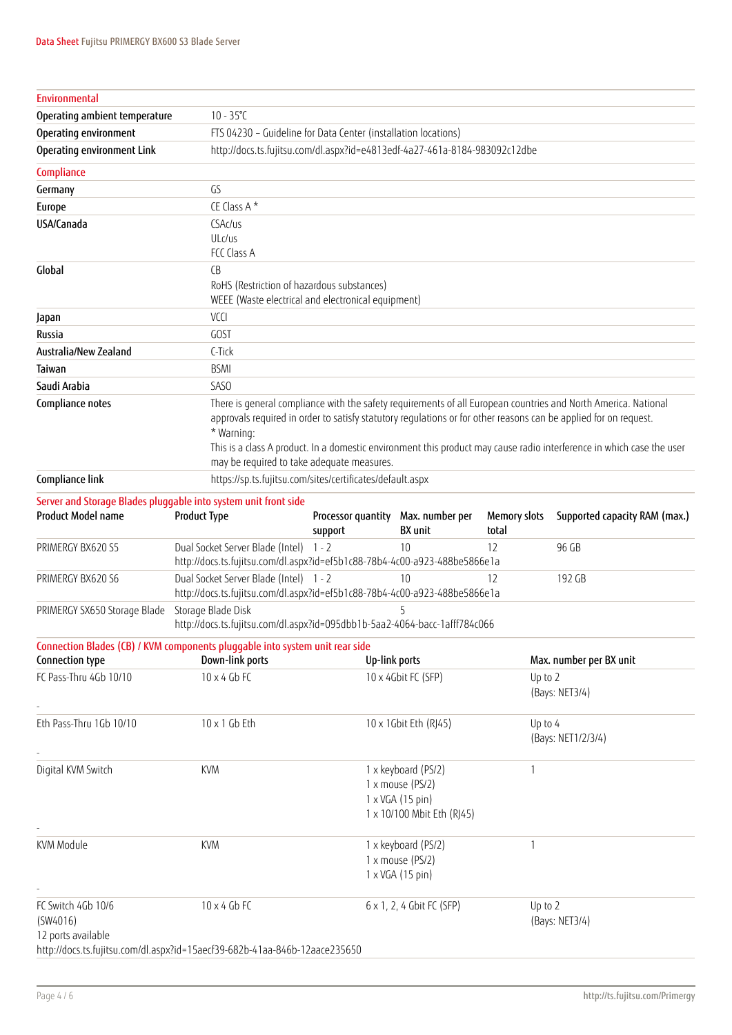| Environmental | |
|---|---|
| Operating ambient temperature | 10 - 35°C |
| Operating environment | FTS 04230 – Guideline for Data Center (installation locations) |
| Operating environment Link | http://docs.ts.fujitsu.com/dl.aspx?id=e4813edf-4a27-461a-8184-983092c12dbe |

| Compliance | |
|---|---|
| Germany | GS |
| Europe | CE Class A * |
| USA/Canada | CSAc/us<br>ULc/us<br>FCC Class A |
| Global | CB<br>RoHS (Restriction of hazardous substances)<br>WEEE (Waste electrical and electronical equipment) |
| Japan | VCCI |
| Russia | GOST |
| Australia/New Zealand | C-Tick |
| Taiwan | BSMI |
| Saudi Arabia | SASO |
| Compliance notes | There is general compliance with the safety requirements of all European countries and North America. National approvals required in order to satisfy statutory regulations or for other reasons can be applied for on request.<br>* Warning:<br>This is a class A product. In a domestic environment this product may cause radio interference in which case the user may be required to take adequate measures. |
| Compliance link | https://sp.ts.fujitsu.com/sites/certificates/default.aspx |

**Server and Storage Blades pluggable into system unit front side**

| Product Model name | Product Type | Processor quantity support | Max. number per BX unit | Memory slots total | Supported capacity RAM (max.) |
|---|---|---|---|---|---|
| PRIMERGY BX620 S5 | Dual Socket Server Blade (Intel)<br>http://docs.ts.fujitsu.com/dl.aspx?id=ef5b1c88-78b4-4c00-a923-488be5866e1a | 1 - 2 | 10 | 12 | 96 GB |
| PRIMERGY BX620 S6 | Dual Socket Server Blade (Intel)<br>http://docs.ts.fujitsu.com/dl.aspx?id=ef5b1c88-78b4-4c00-a923-488be5866e1a | 1 - 2 | 10 | 12 | 192 GB |
| PRIMERGY SX650 Storage Blade | Storage Blade Disk<br>http://docs.ts.fujitsu.com/dl.aspx?id=095dbb1b-5aa2-4064-bacc-1afff784c066 | | 5 | | |

**Connection Blades (CB) / KVM components pluggable into system unit rear side**

| Connection type | Down-link ports | Up-link ports | Max. number per BX unit |
|---|---|---|---|
| FC Pass-Thru 4Gb 10/10<br>- | 10 x 4 Gb FC | 10 x 4Gbit FC (SFP) | Up to 2<br>(Bays: NET3/4) |
| Eth Pass-Thru 1Gb 10/10<br>- | 10 x 1 Gb Eth | 10 x 1Gbit Eth (RJ45) | Up to 4<br>(Bays: NET1/2/3/4) |
| Digital KVM Switch<br>- | KVM | 1 x keyboard (PS/2)<br>1 x mouse (PS/2)<br>1 x VGA (15 pin)<br>1 x 10/100 Mbit Eth (RJ45) | 1 |
| KVM Module<br>- | KVM | 1 x keyboard (PS/2)<br>1 x mouse (PS/2)<br>1 x VGA (15 pin) | 1 |
| FC Switch 4Gb 10/6<br>(SW4016)<br>12 ports available<br>http://docs.ts.fujitsu.com/dl.aspx?id=15aecf39-682b-41aa-846b-12aace235650 | 10 x 4 Gb FC | 6 x 1, 2, 4 Gbit FC (SFP) | Up to 2<br>(Bays: NET3/4) |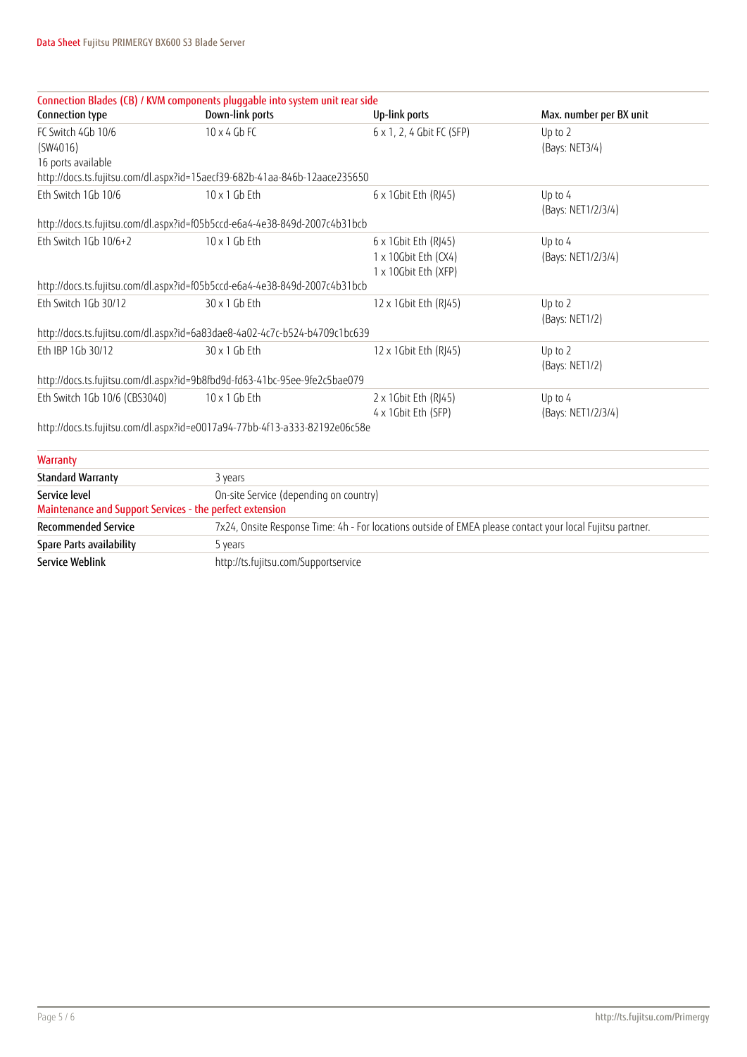## Connection Blades (CB) / KVM components pluggable into system unit rear side

| Connection type | Down-link ports | Up-link ports | Max. number per BX unit |
|---|---|---|---|
| FC Switch 4Gb 10/6 (SW4016) 16 ports available | 10 x 4 Gb FC | 6 x 1, 2, 4 Gbit FC (SFP) | Up to 2 (Bays: NET3/4) |
| http://docs.ts.fujitsu.com/dl.aspx?id=15aecf39-682b-41aa-846b-12aace235650 | | | |
| Eth Switch 1Gb 10/6 | 10 x 1 Gb Eth | 6 x 1Gbit Eth (RJ45) | Up to 4 (Bays: NET1/2/3/4) |
| http://docs.ts.fujitsu.com/dl.aspx?id=f05b5ccd-e6a4-4e38-849d-2007c4b31bcb | | | |
| Eth Switch 1Gb 10/6+2 | 10 x 1 Gb Eth | 6 x 1Gbit Eth (RJ45)<br>1 x 10Gbit Eth (CX4)<br>1 x 10Gbit Eth (XFP) | Up to 4 (Bays: NET1/2/3/4) |
| http://docs.ts.fujitsu.com/dl.aspx?id=f05b5ccd-e6a4-4e38-849d-2007c4b31bcb | | | |
| Eth Switch 1Gb 30/12 | 30 x 1 Gb Eth | 12 x 1Gbit Eth (RJ45) | Up to 2 (Bays: NET1/2) |
| http://docs.ts.fujitsu.com/dl.aspx?id=6a83dae8-4a02-4c7c-b524-b4709c1bc639 | | | |
| Eth IBP 1Gb 30/12 | 30 x 1 Gb Eth | 12 x 1Gbit Eth (RJ45) | Up to 2 (Bays: NET1/2) |
| http://docs.ts.fujitsu.com/dl.aspx?id=9b8fbd9d-fd63-41bc-95ee-9fe2c5bae079 | | | |
| Eth Switch 1Gb 10/6 (CBS3040) | 10 x 1 Gb Eth | 2 x 1Gbit Eth (RJ45)<br>4 x 1Gbit Eth (SFP) | Up to 4 (Bays: NET1/2/3/4) |
| http://docs.ts.fujitsu.com/dl.aspx?id=e0017a94-77bb-4f13-a333-82192e06c58e | | | |

## Warranty

| | |
|---|---|
| **Standard Warranty** | 3 years |
| **Service level** | On-site Service (depending on country) |

## Maintenance and Support Services - the perfect extension

| | |
|---|---|
| **Recommended Service** | 7x24, Onsite Response Time: 4h - For locations outside of EMEA please contact your local Fujitsu partner. |
| **Spare Parts availability** | 5 years |
| **Service Weblink** | http://ts.fujitsu.com/Supportservice |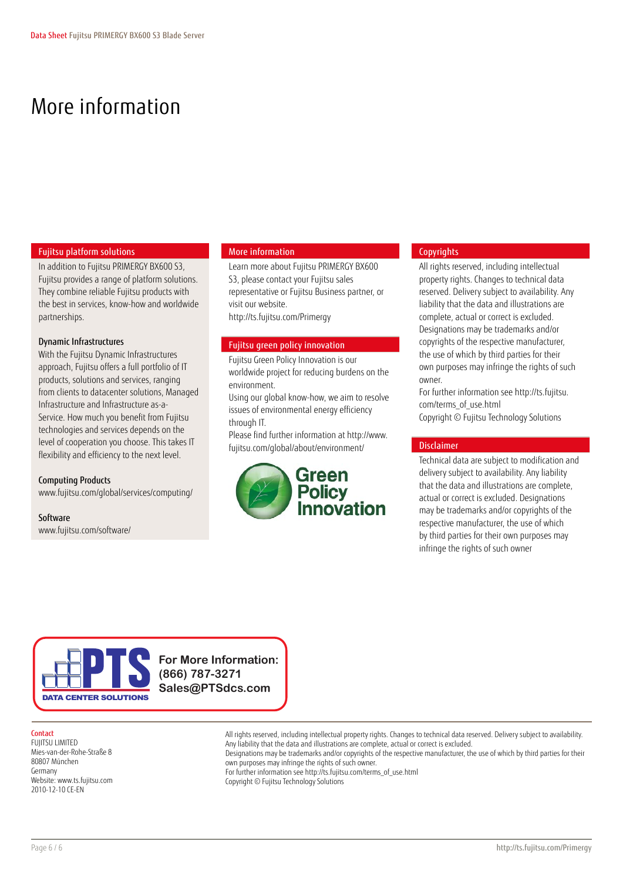# More information

## Fujitsu platform solutions

In addition to Fujitsu PRIMERGY BX600 S3, Fujitsu provides a range of platform solutions. They combine reliable Fujitsu products with the best in services, know-how and worldwide partnerships.

### Dynamic Infrastructures

With the Fujitsu Dynamic Infrastructures approach, Fujitsu offers a full portfolio of IT products, solutions and services, ranging from clients to datacenter solutions, Managed Infrastructure and Infrastructure as-a-Service. How much you benefit from Fujitsu technologies and services depends on the level of cooperation you choose. This takes IT flexibility and efficiency to the next level.

### Computing Products

www.fujitsu.com/global/services/computing/

### Software

www.fujitsu.com/software/

## More information

Learn more about Fujitsu PRIMERGY BX600 S3, please contact your Fujitsu sales representative or Fujitsu Business partner, or visit our website.
http://ts.fujitsu.com/Primergy

## Fujitsu green policy innovation

Fujitsu Green Policy Innovation is our worldwide project for reducing burdens on the environment.
Using our global know-how, we aim to resolve issues of environmental energy efficiency through IT.
Please find further information at http://www.fujitsu.com/global/about/environment/

Green Policy Innovation

## Copyrights

All rights reserved, including intellectual property rights. Changes to technical data reserved. Delivery subject to availability. Any liability that the data and illustrations are complete, actual or correct is excluded. Designations may be trademarks and/or copyrights of the respective manufacturer, the use of which by third parties for their own purposes may infringe the rights of such owner.
For further information see http://ts.fujitsu.com/terms_of_use.html
Copyright © Fujitsu Technology Solutions

## Disclaimer

Technical data are subject to modification and delivery subject to availability. Any liability that the data and illustrations are complete, actual or correct is excluded. Designations may be trademarks and/or copyrights of the respective manufacturer, the use of which by third parties for their own purposes may infringe the rights of such owner

PTS DATA CENTER SOLUTIONS

**For More Information:**
**(866) 787-3271**
**Sales@PTSdcs.com**

**Contact**
FUJITSU LIMITED
Mies-van-der-Rohe-Straße 8
80807 München
Germany
Website: www.ts.fujitsu.com
2010-12-10 CE-EN

All rights reserved, including intellectual property rights. Changes to technical data reserved. Delivery subject to availability. Any liability that the data and illustrations are complete, actual or correct is excluded.
Designations may be trademarks and/or copyrights of the respective manufacturer, the use of which by third parties for their own purposes may infringe the rights of such owner.
For further information see http://ts.fujitsu.com/terms_of_use.html
Copyright © Fujitsu Technology Solutions